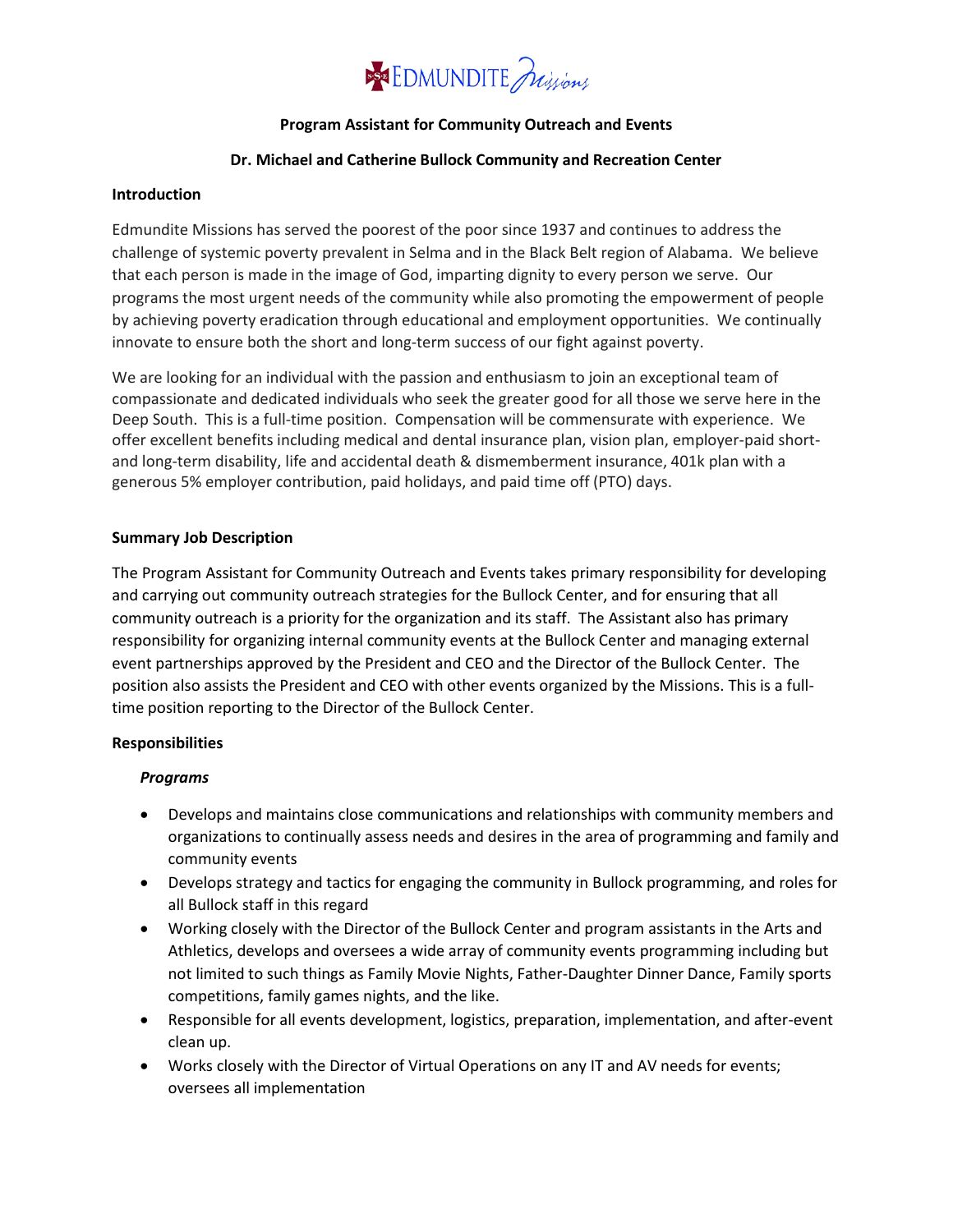EDMUNDITE Missions

**Program Assistant for Community Outreach and Events**

**Dr. Michael and Catherine Bullock Community and Recreation Center**

**Introduction**

Edmundite Missions has served the poorest of the poor since 1937 and continues to address the challenge of systemic poverty prevalent in Selma and in the Black Belt region of Alabama. We believe that each person is made in the image of God, imparting dignity to every person we serve. Our programs the most urgent needs of the community while also promoting the empowerment of people by achieving poverty eradication through educational and employment opportunities. We continually innovate to ensure both the short and long-term success of our fight against poverty.

We are looking for an individual with the passion and enthusiasm to join an exceptional team of compassionate and dedicated individuals who seek the greater good for all those we serve here in the Deep South. This is a full-time position. Compensation will be commensurate with experience. We offer excellent benefits including medical and dental insurance plan, vision plan, employer-paid short- and long-term disability, life and accidental death & dismemberment insurance, 401k plan with a generous 5% employer contribution, paid holidays, and paid time off (PTO) days.

**Summary Job Description**

The Program Assistant for Community Outreach and Events takes primary responsibility for developing and carrying out community outreach strategies for the Bullock Center, and for ensuring that all community outreach is a priority for the organization and its staff. The Assistant also has primary responsibility for organizing internal community events at the Bullock Center and managing external event partnerships approved by the President and CEO and the Director of the Bullock Center. The position also assists the President and CEO with other events organized by the Missions. This is a full-time position reporting to the Director of the Bullock Center.

**Responsibilities**

***Programs***

- Develops and maintains close communications and relationships with community members and organizations to continually assess needs and desires in the area of programming and family and community events
- Develops strategy and tactics for engaging the community in Bullock programming, and roles for all Bullock staff in this regard
- Working closely with the Director of the Bullock Center and program assistants in the Arts and Athletics, develops and oversees a wide array of community events programming including but not limited to such things as Family Movie Nights, Father-Daughter Dinner Dance, Family sports competitions, family games nights, and the like.
- Responsible for all events development, logistics, preparation, implementation, and after-event clean up.
- Works closely with the Director of Virtual Operations on any IT and AV needs for events; oversees all implementation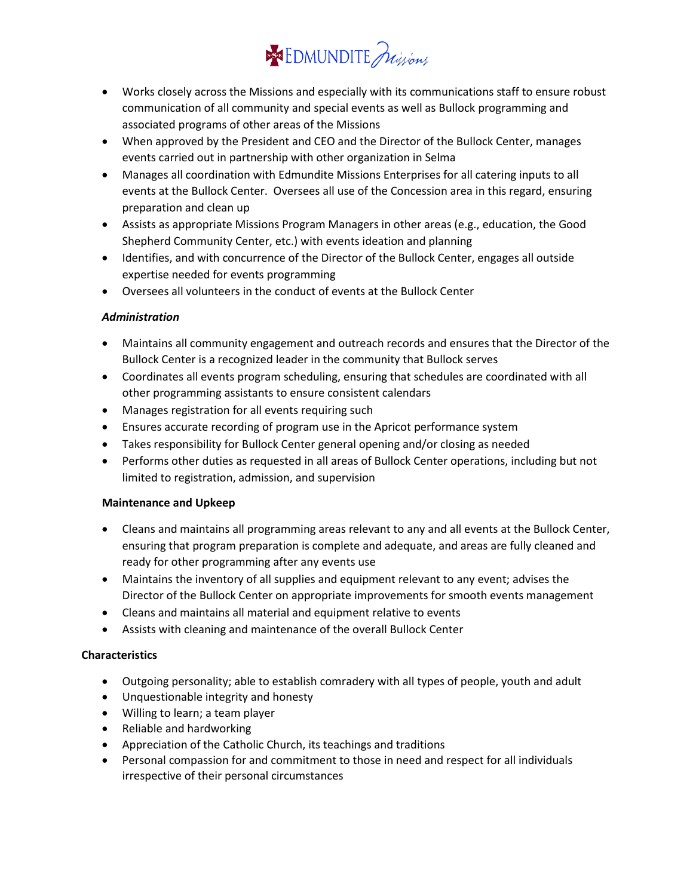- Works closely across the Missions and especially with its communications staff to ensure robust communication of all community and special events as well as Bullock programming and associated programs of other areas of the Missions
- When approved by the President and CEO and the Director of the Bullock Center, manages events carried out in partnership with other organization in Selma
- Manages all coordination with Edmundite Missions Enterprises for all catering inputs to all events at the Bullock Center. Oversees all use of the Concession area in this regard, ensuring preparation and clean up
- Assists as appropriate Missions Program Managers in other areas (e.g., education, the Good Shepherd Community Center, etc.) with events ideation and planning
- Identifies, and with concurrence of the Director of the Bullock Center, engages all outside expertise needed for events programming
- Oversees all volunteers in the conduct of events at the Bullock Center

***Administration***

- Maintains all community engagement and outreach records and ensures that the Director of the Bullock Center is a recognized leader in the community that Bullock serves
- Coordinates all events program scheduling, ensuring that schedules are coordinated with all other programming assistants to ensure consistent calendars
- Manages registration for all events requiring such
- Ensures accurate recording of program use in the Apricot performance system
- Takes responsibility for Bullock Center general opening and/or closing as needed
- Performs other duties as requested in all areas of Bullock Center operations, including but not limited to registration, admission, and supervision

**Maintenance and Upkeep**

- Cleans and maintains all programming areas relevant to any and all events at the Bullock Center, ensuring that program preparation is complete and adequate, and areas are fully cleaned and ready for other programming after any events use
- Maintains the inventory of all supplies and equipment relevant to any event; advises the Director of the Bullock Center on appropriate improvements for smooth events management
- Cleans and maintains all material and equipment relative to events
- Assists with cleaning and maintenance of the overall Bullock Center

**Characteristics**

- Outgoing personality; able to establish comradery with all types of people, youth and adult
- Unquestionable integrity and honesty
- Willing to learn; a team player
- Reliable and hardworking
- Appreciation of the Catholic Church, its teachings and traditions
- Personal compassion for and commitment to those in need and respect for all individuals irrespective of their personal circumstances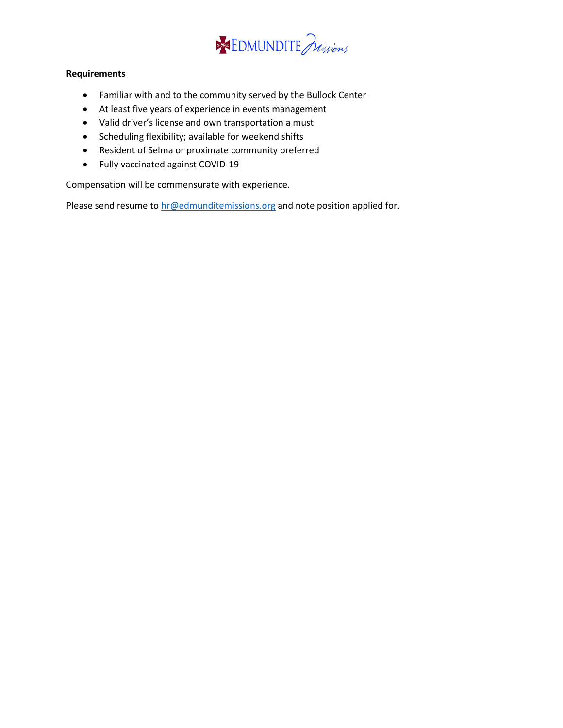**Requirements**

- Familiar with and to the community served by the Bullock Center
- At least five years of experience in events management
- Valid driver's license and own transportation a must
- Scheduling flexibility; available for weekend shifts
- Resident of Selma or proximate community preferred
- Fully vaccinated against COVID-19

Compensation will be commensurate with experience.

Please send resume to hr@edmunditemissions.org and note position applied for.